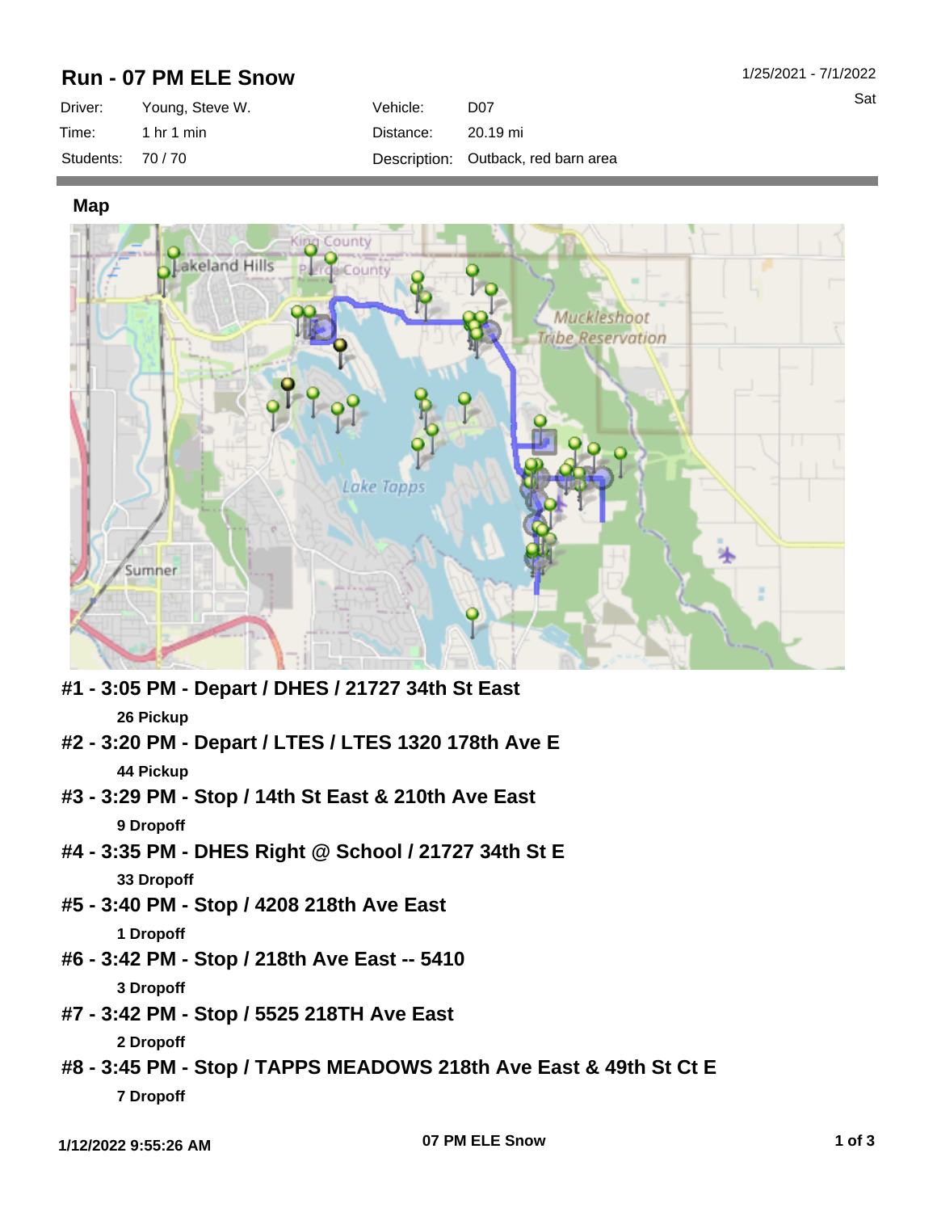# Run - 07 PM ELE Snow

1/25/2021 - 7/1/2022

Sat

| Driver: | Young, Steve W. | Vehicle: | D07 |
|---|---|---|---|
| Time: | 1 hr 1 min | Distance: | 20.19 mi |
| Students: | 70 / 70 | Description: | Outback, red barn area |

## Map

### #1 - 3:05 PM - Depart / DHES / 21727 34th St East

**26 Pickup**

### #2 - 3:20 PM - Depart / LTES / LTES 1320 178th Ave E

**44 Pickup**

### #3 - 3:29 PM - Stop / 14th St East & 210th Ave East

**9 Dropoff**

### #4 - 3:35 PM - DHES Right @ School / 21727 34th St E

**33 Dropoff**

### #5 - 3:40 PM - Stop / 4208 218th Ave East

**1 Dropoff**

### #6 - 3:42 PM - Stop / 218th Ave East -- 5410

**3 Dropoff**

### #7 - 3:42 PM - Stop / 5525 218TH Ave East

**2 Dropoff**

### #8 - 3:45 PM - Stop / TAPPS MEADOWS 218th Ave East & 49th St Ct E

**7 Dropoff**

1/12/2022 9:55:26 AM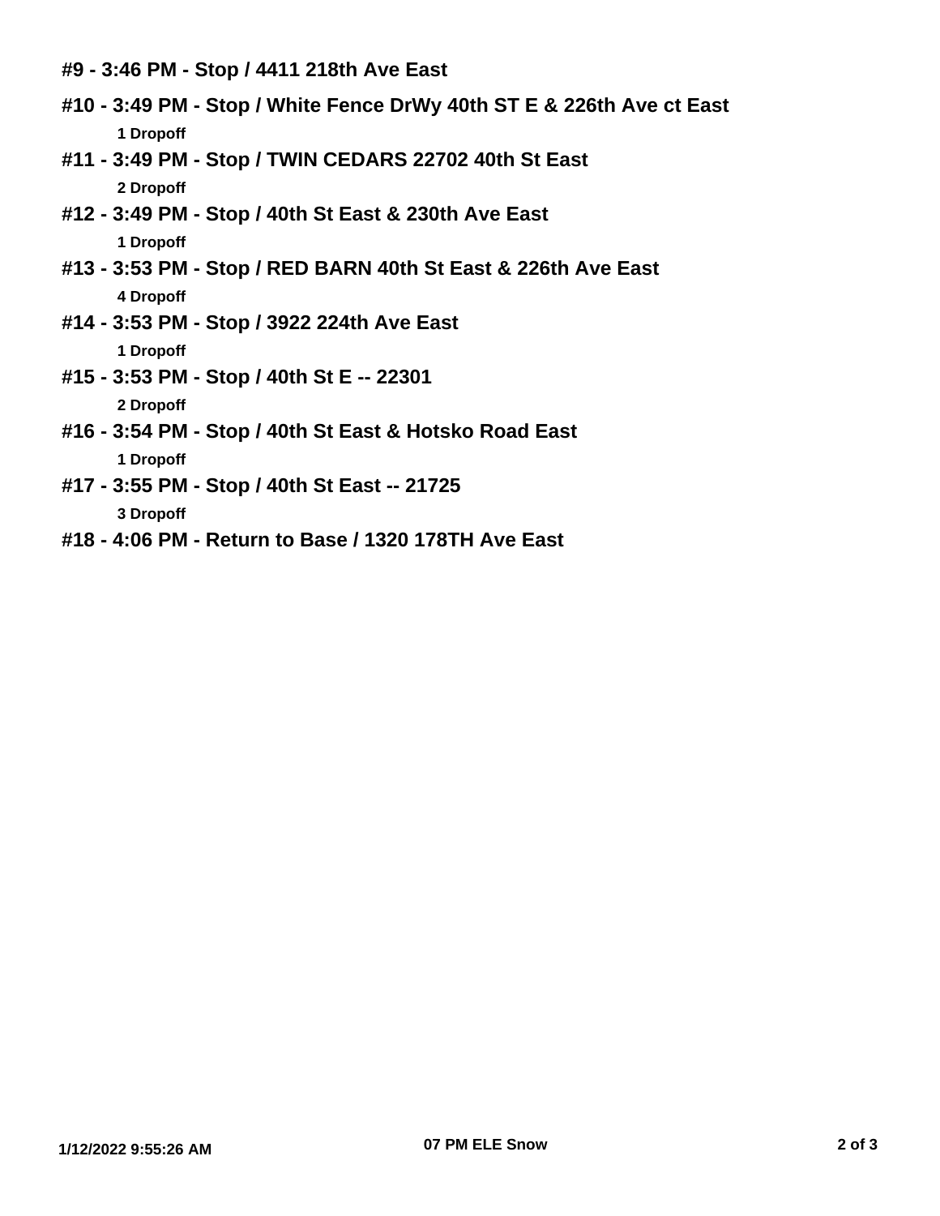**#9 - 3:46 PM - Stop / 4411 218th Ave East**

**#10 - 3:49 PM - Stop / White Fence DrWy 40th ST E & 226th Ave ct East**

**1 Dropoff**

**#11 - 3:49 PM - Stop / TWIN CEDARS 22702 40th St East**

**2 Dropoff**

**#12 - 3:49 PM - Stop / 40th St East & 230th Ave East**

**1 Dropoff**

**#13 - 3:53 PM - Stop / RED BARN 40th St East & 226th Ave East**

**4 Dropoff**

**#14 - 3:53 PM - Stop / 3922 224th Ave East**

**1 Dropoff**

**#15 - 3:53 PM - Stop / 40th St E -- 22301**

**2 Dropoff**

**#16 - 3:54 PM - Stop / 40th St East & Hotsko Road East**

**1 Dropoff**

**#17 - 3:55 PM - Stop / 40th St East -- 21725**

**3 Dropoff**

**#18 - 4:06 PM - Return to Base / 1320 178TH Ave East**